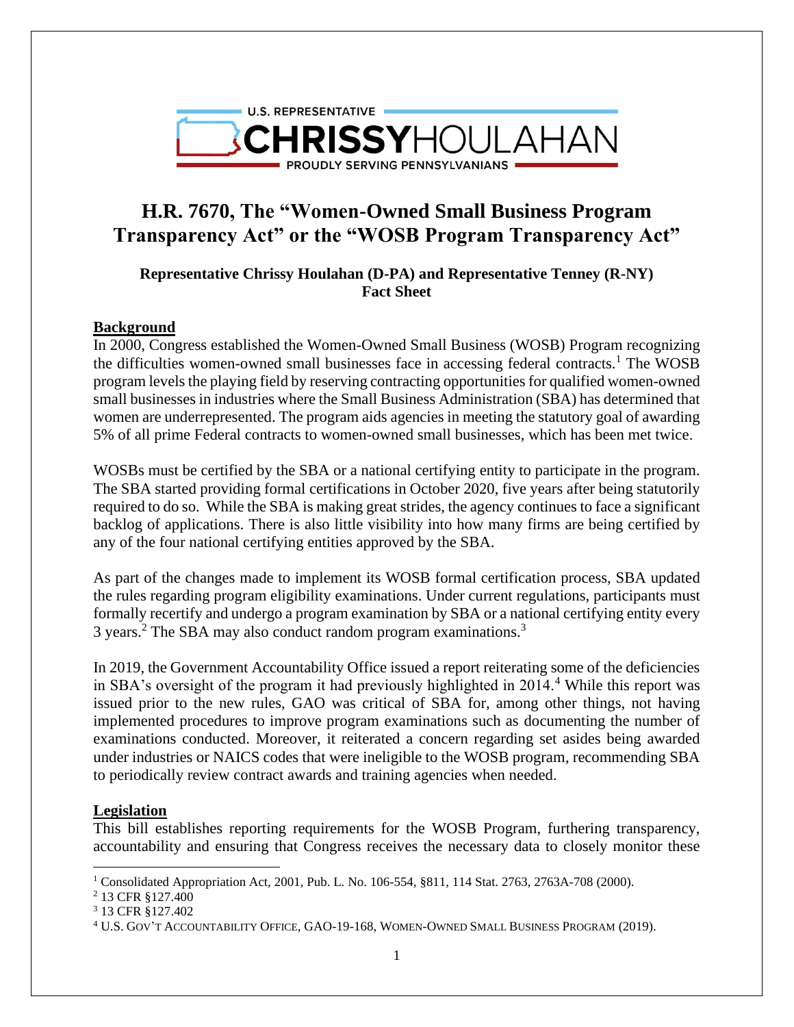U.S. REPRESENTATIVE
**CHRISSY**HOULAHAN
PROUDLY SERVING PENNSYLVANIANS

# H.R. 7670, The "Women-Owned Small Business Program Transparency Act" or the "WOSB Program Transparency Act"

**Representative Chrissy Houlahan (D-PA) and Representative Tenney (R-NY)**
**Fact Sheet**

## Background

In 2000, Congress established the Women-Owned Small Business (WOSB) Program recognizing the difficulties women-owned small businesses face in accessing federal contracts.[1] The WOSB program levels the playing field by reserving contracting opportunities for qualified women-owned small businesses in industries where the Small Business Administration (SBA) has determined that women are underrepresented. The program aids agencies in meeting the statutory goal of awarding 5% of all prime Federal contracts to women-owned small businesses, which has been met twice.

WOSBs must be certified by the SBA or a national certifying entity to participate in the program. The SBA started providing formal certifications in October 2020, five years after being statutorily required to do so. While the SBA is making great strides, the agency continues to face a significant backlog of applications. There is also little visibility into how many firms are being certified by any of the four national certifying entities approved by the SBA.

As part of the changes made to implement its WOSB formal certification process, SBA updated the rules regarding program eligibility examinations. Under current regulations, participants must formally recertify and undergo a program examination by SBA or a national certifying entity every 3 years.[2] The SBA may also conduct random program examinations.[3]

In 2019, the Government Accountability Office issued a report reiterating some of the deficiencies in SBA's oversight of the program it had previously highlighted in 2014.[4] While this report was issued prior to the new rules, GAO was critical of SBA for, among other things, not having implemented procedures to improve program examinations such as documenting the number of examinations conducted. Moreover, it reiterated a concern regarding set asides being awarded under industries or NAICS codes that were ineligible to the WOSB program, recommending SBA to periodically review contract awards and training agencies when needed.

## Legislation

This bill establishes reporting requirements for the WOSB Program, furthering transparency, accountability and ensuring that Congress receives the necessary data to closely monitor these

---

[1] Consolidated Appropriation Act, 2001, Pub. L. No. 106-554, §811, 114 Stat. 2763, 2763A-708 (2000).

[2] 13 CFR §127.400

[3] 13 CFR §127.402

[4] U.S. GOV'T ACCOUNTABILITY OFFICE, GAO-19-168, WOMEN-OWNED SMALL BUSINESS PROGRAM (2019).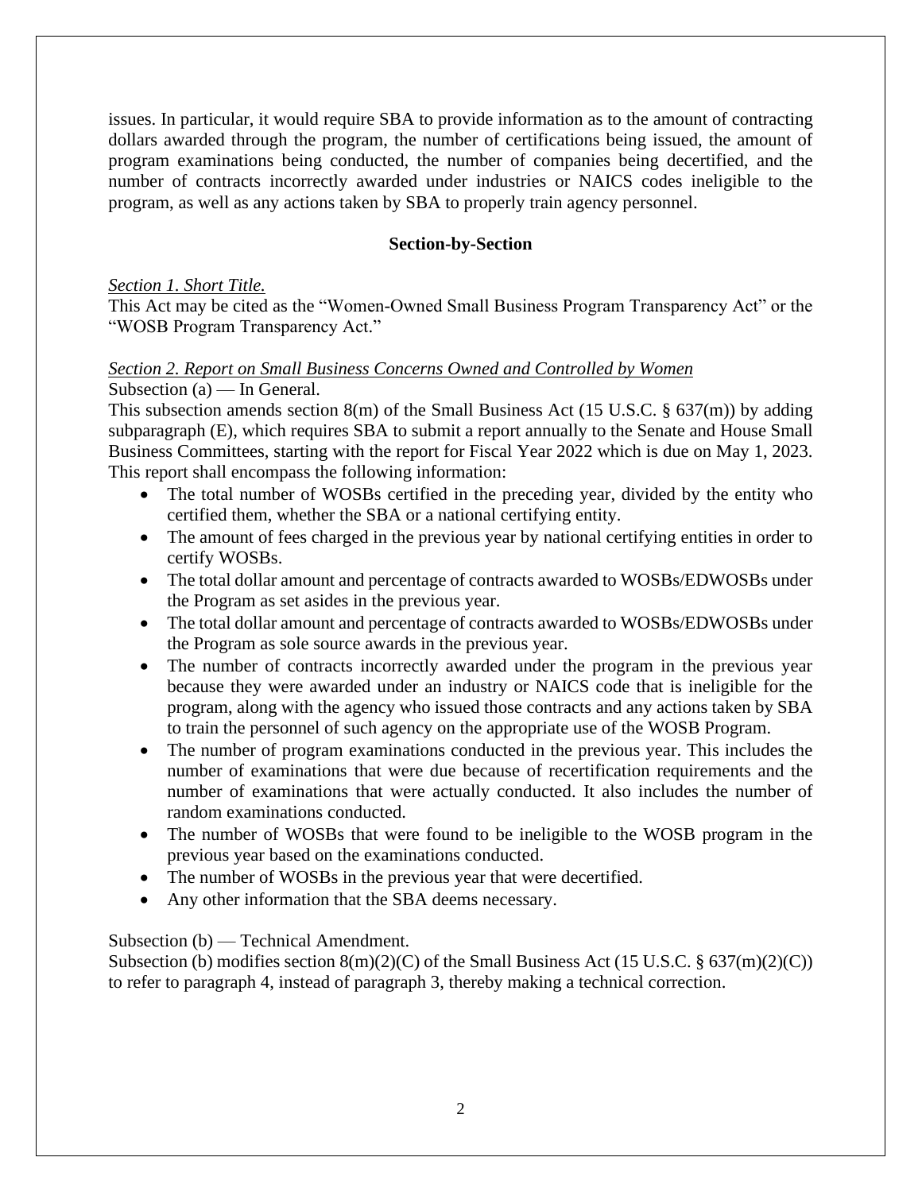issues. In particular, it would require SBA to provide information as to the amount of contracting dollars awarded through the program, the number of certifications being issued, the amount of program examinations being conducted, the number of companies being decertified, and the number of contracts incorrectly awarded under industries or NAICS codes ineligible to the program, as well as any actions taken by SBA to properly train agency personnel.

**Section-by-Section**

*Section 1. Short Title.*

This Act may be cited as the "Women-Owned Small Business Program Transparency Act" or the "WOSB Program Transparency Act."

*Section 2. Report on Small Business Concerns Owned and Controlled by Women*

Subsection (a) — In General.

This subsection amends section 8(m) of the Small Business Act (15 U.S.C. § 637(m)) by adding subparagraph (E), which requires SBA to submit a report annually to the Senate and House Small Business Committees, starting with the report for Fiscal Year 2022 which is due on May 1, 2023. This report shall encompass the following information:

- The total number of WOSBs certified in the preceding year, divided by the entity who certified them, whether the SBA or a national certifying entity.
- The amount of fees charged in the previous year by national certifying entities in order to certify WOSBs.
- The total dollar amount and percentage of contracts awarded to WOSBs/EDWOSBs under the Program as set asides in the previous year.
- The total dollar amount and percentage of contracts awarded to WOSBs/EDWOSBs under the Program as sole source awards in the previous year.
- The number of contracts incorrectly awarded under the program in the previous year because they were awarded under an industry or NAICS code that is ineligible for the program, along with the agency who issued those contracts and any actions taken by SBA to train the personnel of such agency on the appropriate use of the WOSB Program.
- The number of program examinations conducted in the previous year. This includes the number of examinations that were due because of recertification requirements and the number of examinations that were actually conducted. It also includes the number of random examinations conducted.
- The number of WOSBs that were found to be ineligible to the WOSB program in the previous year based on the examinations conducted.
- The number of WOSBs in the previous year that were decertified.
- Any other information that the SBA deems necessary.

Subsection (b) — Technical Amendment.

Subsection (b) modifies section 8(m)(2)(C) of the Small Business Act (15 U.S.C. § 637(m)(2)(C)) to refer to paragraph 4, instead of paragraph 3, thereby making a technical correction.